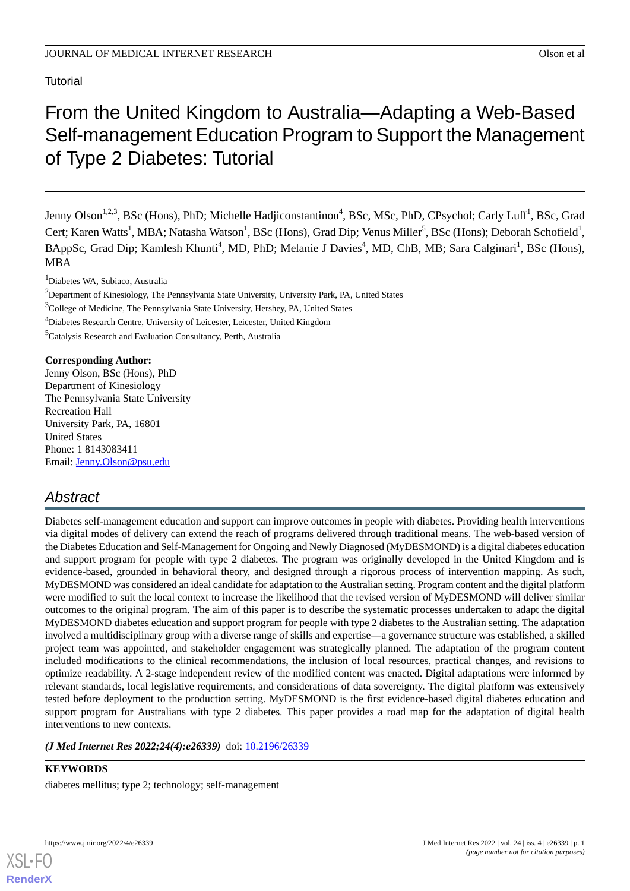Tutorial

# From the United Kingdom to Australia—Adapting a Web-Based Self-management Education Program to Support the Management of Type 2 Diabetes: Tutorial

Jenny Olson[1,2,3], BSc (Hons), PhD; Michelle Hadjiconstantinou[4], BSc, MSc, PhD, CPsychol; Carly Luff[1], BSc, Grad Cert; Karen Watts[1], MBA; Natasha Watson[1], BSc (Hons), Grad Dip; Venus Miller[5], BSc (Hons); Deborah Schofield[1], BAppSc, Grad Dip; Kamlesh Khunti[4], MD, PhD; Melanie J Davies[4], MD, ChB, MB; Sara Calginari[1], BSc (Hons), MBA

[1]Diabetes WA, Subiaco, Australia

[2]Department of Kinesiology, The Pennsylvania State University, University Park, PA, United States

[3]College of Medicine, The Pennsylvania State University, Hershey, PA, United States

[4]Diabetes Research Centre, University of Leicester, Leicester, United Kingdom

[5]Catalysis Research and Evaluation Consultancy, Perth, Australia

**Corresponding Author:**
Jenny Olson, BSc (Hons), PhD
Department of Kinesiology
The Pennsylvania State University
Recreation Hall
University Park, PA, 16801
United States
Phone: 1 8143083411
Email: Jenny.Olson@psu.edu

## Abstract

Diabetes self-management education and support can improve outcomes in people with diabetes. Providing health interventions via digital modes of delivery can extend the reach of programs delivered through traditional means. The web-based version of the Diabetes Education and Self-Management for Ongoing and Newly Diagnosed (MyDESMOND) is a digital diabetes education and support program for people with type 2 diabetes. The program was originally developed in the United Kingdom and is evidence-based, grounded in behavioral theory, and designed through a rigorous process of intervention mapping. As such, MyDESMOND was considered an ideal candidate for adaptation to the Australian setting. Program content and the digital platform were modified to suit the local context to increase the likelihood that the revised version of MyDESMOND will deliver similar outcomes to the original program. The aim of this paper is to describe the systematic processes undertaken to adapt the digital MyDESMOND diabetes education and support program for people with type 2 diabetes to the Australian setting. The adaptation involved a multidisciplinary group with a diverse range of skills and expertise—a governance structure was established, a skilled project team was appointed, and stakeholder engagement was strategically planned. The adaptation of the program content included modifications to the clinical recommendations, the inclusion of local resources, practical changes, and revisions to optimize readability. A 2-stage independent review of the modified content was enacted. Digital adaptations were informed by relevant standards, local legislative requirements, and considerations of data sovereignty. The digital platform was extensively tested before deployment to the production setting. MyDESMOND is the first evidence-based digital diabetes education and support program for Australians with type 2 diabetes. This paper provides a road map for the adaptation of digital health interventions to new contexts.

***(J Med Internet Res 2022;24(4):e26339)*** doi: 10.2196/26339

**KEYWORDS**

diabetes mellitus; type 2; technology; self-management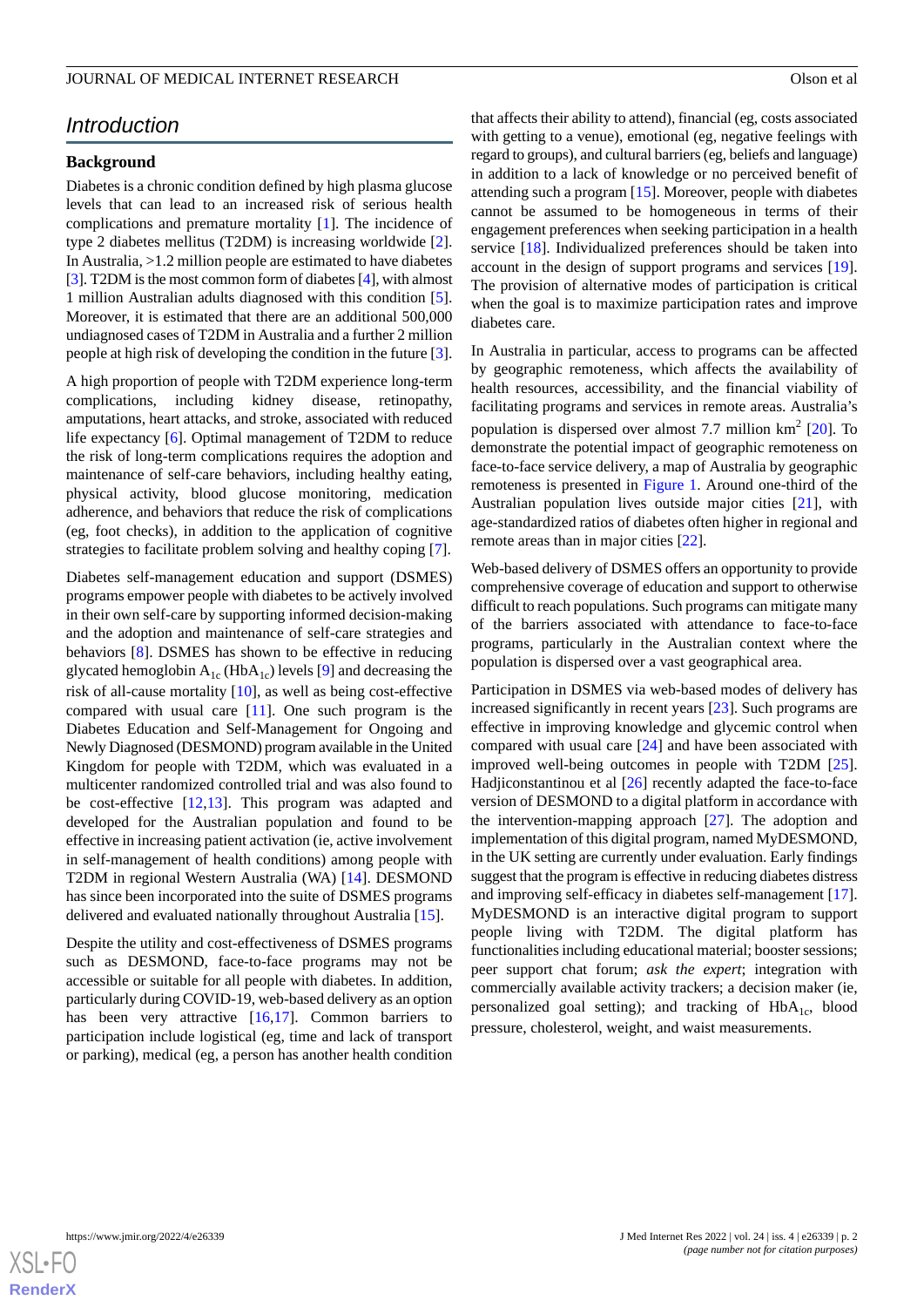## Introduction

### Background

Diabetes is a chronic condition defined by high plasma glucose levels that can lead to an increased risk of serious health complications and premature mortality [1]. The incidence of type 2 diabetes mellitus (T2DM) is increasing worldwide [2]. In Australia, >1.2 million people are estimated to have diabetes [3]. T2DM is the most common form of diabetes [4], with almost 1 million Australian adults diagnosed with this condition [5]. Moreover, it is estimated that there are an additional 500,000 undiagnosed cases of T2DM in Australia and a further 2 million people at high risk of developing the condition in the future [3].

A high proportion of people with T2DM experience long-term complications, including kidney disease, retinopathy, amputations, heart attacks, and stroke, associated with reduced life expectancy [6]. Optimal management of T2DM to reduce the risk of long-term complications requires the adoption and maintenance of self-care behaviors, including healthy eating, physical activity, blood glucose monitoring, medication adherence, and behaviors that reduce the risk of complications (eg, foot checks), in addition to the application of cognitive strategies to facilitate problem solving and healthy coping [7].

Diabetes self-management education and support (DSMES) programs empower people with diabetes to be actively involved in their own self-care by supporting informed decision-making and the adoption and maintenance of self-care strategies and behaviors [8]. DSMES has shown to be effective in reducing glycated hemoglobin $A_{1c}$ ($HbA_{1c}$) levels [9] and decreasing the risk of all-cause mortality [10], as well as being cost-effective compared with usual care [11]. One such program is the Diabetes Education and Self-Management for Ongoing and Newly Diagnosed (DESMOND) program available in the United Kingdom for people with T2DM, which was evaluated in a multicenter randomized controlled trial and was also found to be cost-effective [12,13]. This program was adapted and developed for the Australian population and found to be effective in increasing patient activation (ie, active involvement in self-management of health conditions) among people with T2DM in regional Western Australia (WA) [14]. DESMOND has since been incorporated into the suite of DSMES programs delivered and evaluated nationally throughout Australia [15].

Despite the utility and cost-effectiveness of DSMES programs such as DESMOND, face-to-face programs may not be accessible or suitable for all people with diabetes. In addition, particularly during COVID-19, web-based delivery as an option has been very attractive [16,17]. Common barriers to participation include logistical (eg, time and lack of transport or parking), medical (eg, a person has another health condition that affects their ability to attend), financial (eg, costs associated with getting to a venue), emotional (eg, negative feelings with regard to groups), and cultural barriers (eg, beliefs and language) in addition to a lack of knowledge or no perceived benefit of attending such a program [15]. Moreover, people with diabetes cannot be assumed to be homogeneous in terms of their engagement preferences when seeking participation in a health service [18]. Individualized preferences should be taken into account in the design of support programs and services [19]. The provision of alternative modes of participation is critical when the goal is to maximize participation rates and improve diabetes care.

In Australia in particular, access to programs can be affected by geographic remoteness, which affects the availability of health resources, accessibility, and the financial viability of facilitating programs and services in remote areas. Australia's population is dispersed over almost 7.7 million $km^2$ [20]. To demonstrate the potential impact of geographic remoteness on face-to-face service delivery, a map of Australia by geographic remoteness is presented in Figure 1. Around one-third of the Australian population lives outside major cities [21], with age-standardized ratios of diabetes often higher in regional and remote areas than in major cities [22].

Web-based delivery of DSMES offers an opportunity to provide comprehensive coverage of education and support to otherwise difficult to reach populations. Such programs can mitigate many of the barriers associated with attendance to face-to-face programs, particularly in the Australian context where the population is dispersed over a vast geographical area.

Participation in DSMES via web-based modes of delivery has increased significantly in recent years [23]. Such programs are effective in improving knowledge and glycemic control when compared with usual care [24] and have been associated with improved well-being outcomes in people with T2DM [25]. Hadjiconstantinou et al [26] recently adapted the face-to-face version of DESMOND to a digital platform in accordance with the intervention-mapping approach [27]. The adoption and implementation of this digital program, named MyDESMOND, in the UK setting are currently under evaluation. Early findings suggest that the program is effective in reducing diabetes distress and improving self-efficacy in diabetes self-management [17]. MyDESMOND is an interactive digital program to support people living with T2DM. The digital platform has functionalities including educational material; booster sessions; peer support chat forum; *ask the expert*; integration with commercially available activity trackers; a decision maker (ie, personalized goal setting); and tracking of $HbA_{1c}$, blood pressure, cholesterol, weight, and waist measurements.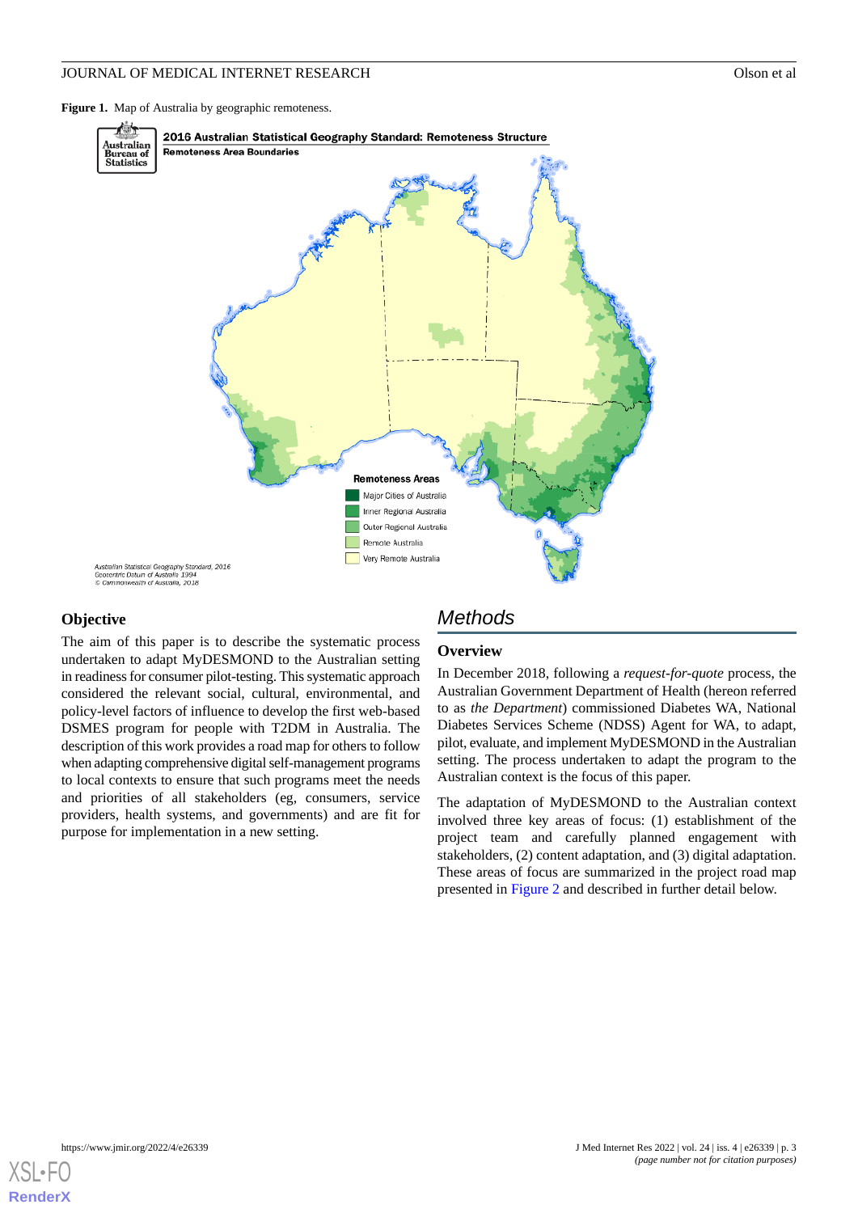**Figure 1.** Map of Australia by geographic remoteness.

### Objective

The aim of this paper is to describe the systematic process undertaken to adapt MyDESMOND to the Australian setting in readiness for consumer pilot-testing. This systematic approach considered the relevant social, cultural, environmental, and policy-level factors of influence to develop the first web-based DSMES program for people with T2DM in Australia. The description of this work provides a road map for others to follow when adapting comprehensive digital self-management programs to local contexts to ensure that such programs meet the needs and priorities of all stakeholders (eg, consumers, service providers, health systems, and governments) and are fit for purpose for implementation in a new setting.

## Methods

### Overview

In December 2018, following a *request-for-quote* process, the Australian Government Department of Health (hereon referred to as *the Department*) commissioned Diabetes WA, National Diabetes Services Scheme (NDSS) Agent for WA, to adapt, pilot, evaluate, and implement MyDESMOND in the Australian setting. The process undertaken to adapt the program to the Australian context is the focus of this paper.

The adaptation of MyDESMOND to the Australian context involved three key areas of focus: (1) establishment of the project team and carefully planned engagement with stakeholders, (2) content adaptation, and (3) digital adaptation. These areas of focus are summarized in the project road map presented in Figure 2 and described in further detail below.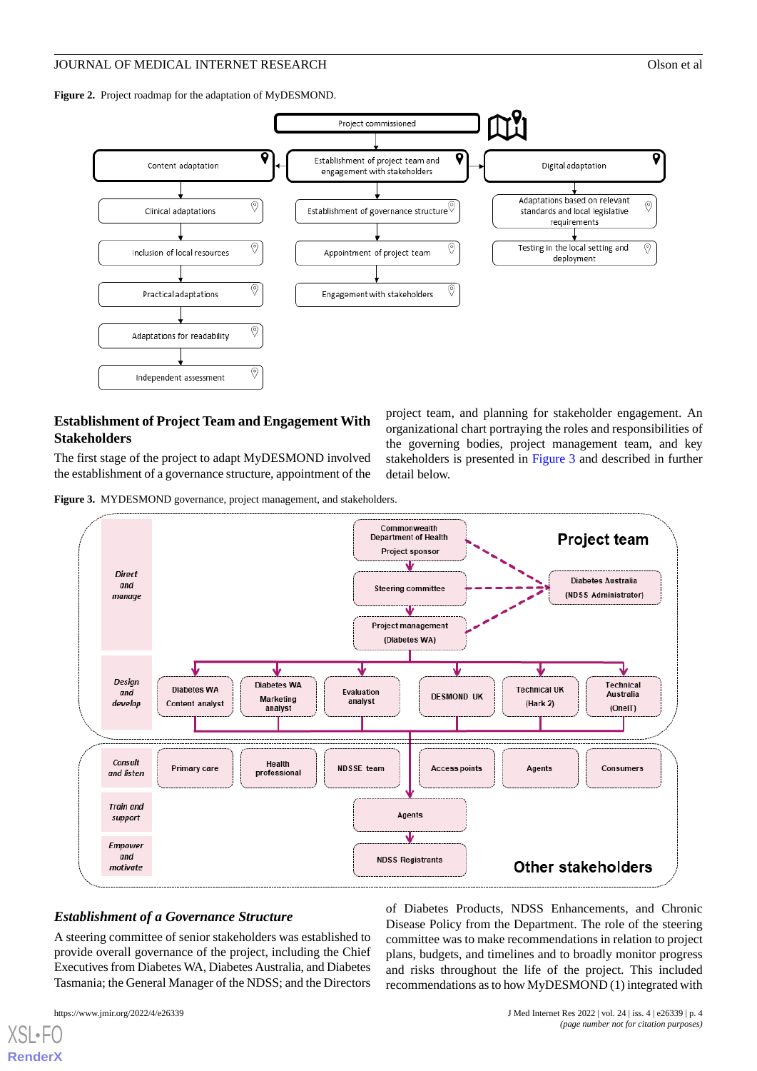**Figure 2.** Project roadmap for the adaptation of MyDESMOND.

## Establishment of Project Team and Engagement With Stakeholders

The first stage of the project to adapt MyDESMOND involved the establishment of a governance structure, appointment of the project team, and planning for stakeholder engagement. An organizational chart portraying the roles and responsibilities of the governing bodies, project management team, and key stakeholders is presented in Figure 3 and described in further detail below.

**Figure 3.** MYDESMOND governance, project management, and stakeholders.

### *Establishment of a Governance Structure*

A steering committee of senior stakeholders was established to provide overall governance of the project, including the Chief Executives from Diabetes WA, Diabetes Australia, and Diabetes Tasmania; the General Manager of the NDSS; and the Directors of Diabetes Products, NDSS Enhancements, and Chronic Disease Policy from the Department. The role of the steering committee was to make recommendations in relation to project plans, budgets, and timelines and to broadly monitor progress and risks throughout the life of the project. This included recommendations as to how MyDESMOND (1) integrated with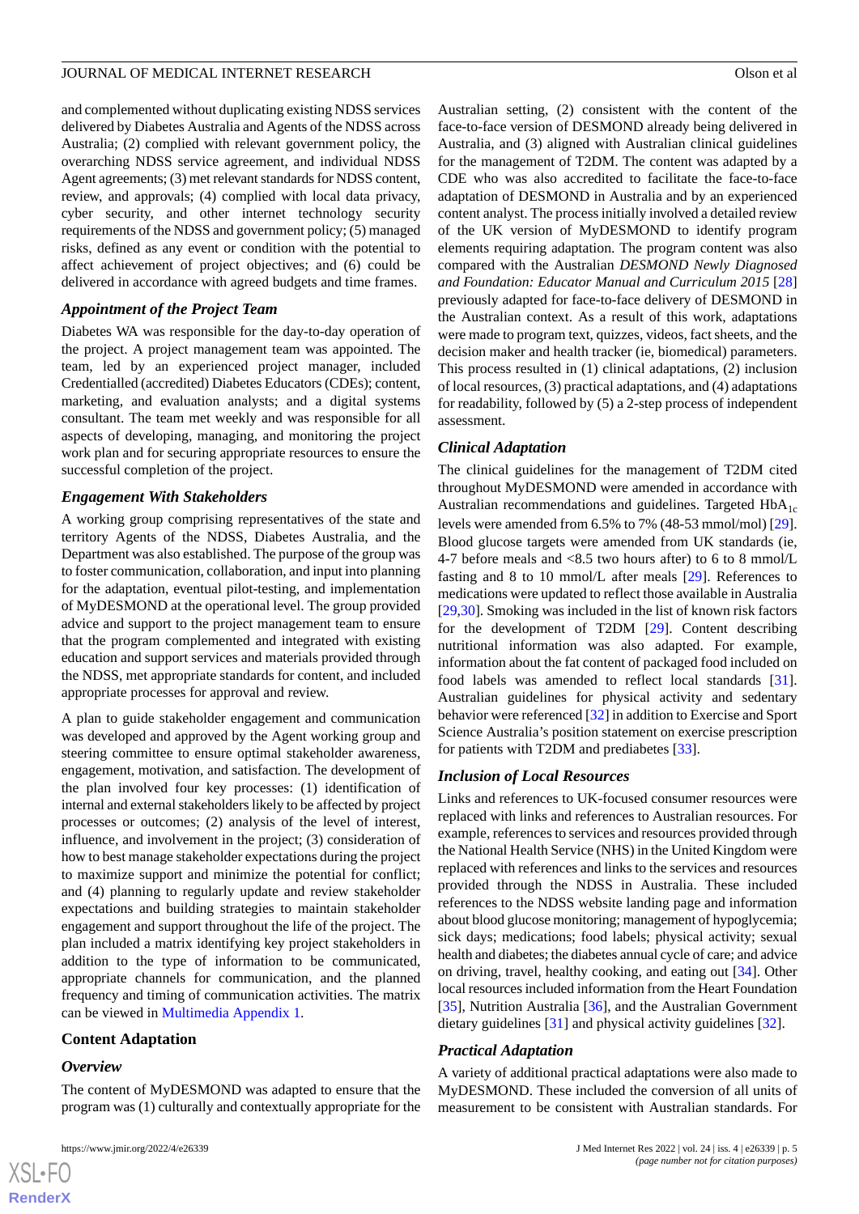and complemented without duplicating existing NDSS services delivered by Diabetes Australia and Agents of the NDSS across Australia; (2) complied with relevant government policy, the overarching NDSS service agreement, and individual NDSS Agent agreements; (3) met relevant standards for NDSS content, review, and approvals; (4) complied with local data privacy, cyber security, and other internet technology security requirements of the NDSS and government policy; (5) managed risks, defined as any event or condition with the potential to affect achievement of project objectives; and (6) could be delivered in accordance with agreed budgets and time frames.

### *Appointment of the Project Team*

Diabetes WA was responsible for the day-to-day operation of the project. A project management team was appointed. The team, led by an experienced project manager, included Credentialled (accredited) Diabetes Educators (CDEs); content, marketing, and evaluation analysts; and a digital systems consultant. The team met weekly and was responsible for all aspects of developing, managing, and monitoring the project work plan and for securing appropriate resources to ensure the successful completion of the project.

### *Engagement With Stakeholders*

A working group comprising representatives of the state and territory Agents of the NDSS, Diabetes Australia, and the Department was also established. The purpose of the group was to foster communication, collaboration, and input into planning for the adaptation, eventual pilot-testing, and implementation of MyDESMOND at the operational level. The group provided advice and support to the project management team to ensure that the program complemented and integrated with existing education and support services and materials provided through the NDSS, met appropriate standards for content, and included appropriate processes for approval and review.

A plan to guide stakeholder engagement and communication was developed and approved by the Agent working group and steering committee to ensure optimal stakeholder awareness, engagement, motivation, and satisfaction. The development of the plan involved four key processes: (1) identification of internal and external stakeholders likely to be affected by project processes or outcomes; (2) analysis of the level of interest, influence, and involvement in the project; (3) consideration of how to best manage stakeholder expectations during the project to maximize support and minimize the potential for conflict; and (4) planning to regularly update and review stakeholder expectations and building strategies to maintain stakeholder engagement and support throughout the life of the project. The plan included a matrix identifying key project stakeholders in addition to the type of information to be communicated, appropriate channels for communication, and the planned frequency and timing of communication activities. The matrix can be viewed in Multimedia Appendix 1.

## Content Adaptation

### *Overview*

The content of MyDESMOND was adapted to ensure that the program was (1) culturally and contextually appropriate for the Australian setting, (2) consistent with the content of the face-to-face version of DESMOND already being delivered in Australia, and (3) aligned with Australian clinical guidelines for the management of T2DM. The content was adapted by a CDE who was also accredited to facilitate the face-to-face adaptation of DESMOND in Australia and by an experienced content analyst. The process initially involved a detailed review of the UK version of MyDESMOND to identify program elements requiring adaptation. The program content was also compared with the Australian *DESMOND Newly Diagnosed and Foundation: Educator Manual and Curriculum 2015* [28] previously adapted for face-to-face delivery of DESMOND in the Australian context. As a result of this work, adaptations were made to program text, quizzes, videos, fact sheets, and the decision maker and health tracker (ie, biomedical) parameters. This process resulted in (1) clinical adaptations, (2) inclusion of local resources, (3) practical adaptations, and (4) adaptations for readability, followed by (5) a 2-step process of independent assessment.

### *Clinical Adaptation*

The clinical guidelines for the management of T2DM cited throughout MyDESMOND were amended in accordance with Australian recommendations and guidelines. Targeted $HbA_{1c}$ levels were amended from 6.5% to 7% (48-53 mmol/mol) [29]. Blood glucose targets were amended from UK standards (ie, 4-7 before meals and <8.5 two hours after) to 6 to 8 mmol/L fasting and 8 to 10 mmol/L after meals [29]. References to medications were updated to reflect those available in Australia [29,30]. Smoking was included in the list of known risk factors for the development of T2DM [29]. Content describing nutritional information was also adapted. For example, information about the fat content of packaged food included on food labels was amended to reflect local standards [31]. Australian guidelines for physical activity and sedentary behavior were referenced [32] in addition to Exercise and Sport Science Australia's position statement on exercise prescription for patients with T2DM and prediabetes [33].

### *Inclusion of Local Resources*

Links and references to UK-focused consumer resources were replaced with links and references to Australian resources. For example, references to services and resources provided through the National Health Service (NHS) in the United Kingdom were replaced with references and links to the services and resources provided through the NDSS in Australia. These included references to the NDSS website landing page and information about blood glucose monitoring; management of hypoglycemia; sick days; medications; food labels; physical activity; sexual health and diabetes; the diabetes annual cycle of care; and advice on driving, travel, healthy cooking, and eating out [34]. Other local resources included information from the Heart Foundation [35], Nutrition Australia [36], and the Australian Government dietary guidelines [31] and physical activity guidelines [32].

### *Practical Adaptation*

A variety of additional practical adaptations were also made to MyDESMOND. These included the conversion of all units of measurement to be consistent with Australian standards. For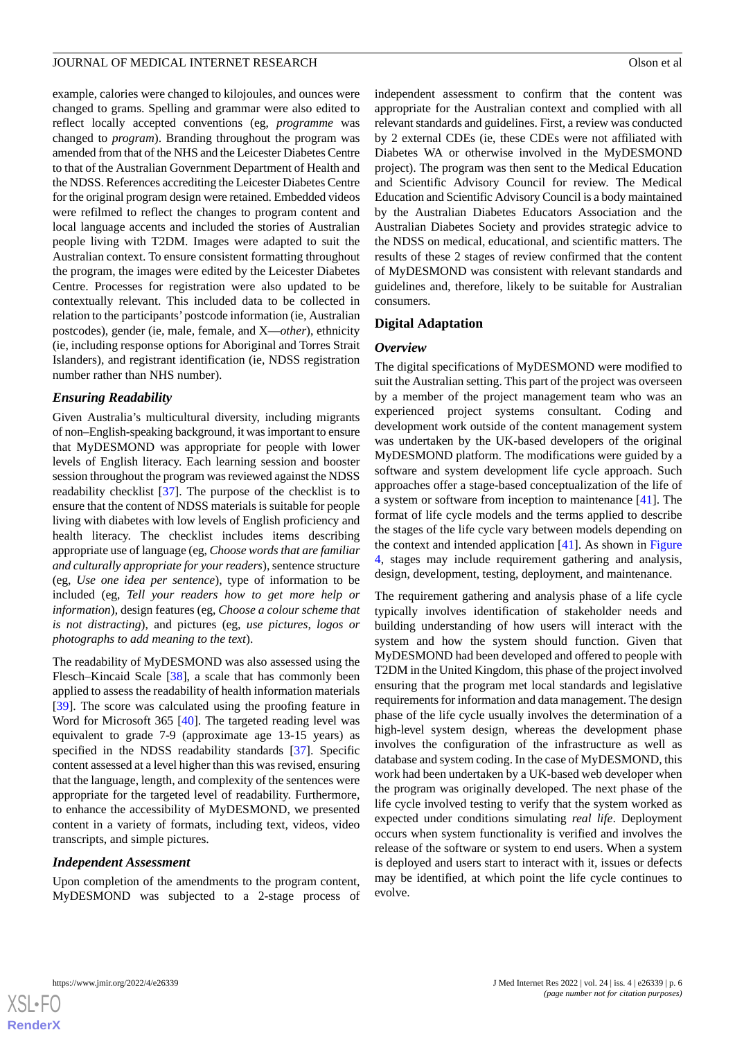example, calories were changed to kilojoules, and ounces were changed to grams. Spelling and grammar were also edited to reflect locally accepted conventions (eg, *programme* was changed to *program*). Branding throughout the program was amended from that of the NHS and the Leicester Diabetes Centre to that of the Australian Government Department of Health and the NDSS. References accrediting the Leicester Diabetes Centre for the original program design were retained. Embedded videos were refilmed to reflect the changes to program content and local language accents and included the stories of Australian people living with T2DM. Images were adapted to suit the Australian context. To ensure consistent formatting throughout the program, the images were edited by the Leicester Diabetes Centre. Processes for registration were also updated to be contextually relevant. This included data to be collected in relation to the participants' postcode information (ie, Australian postcodes), gender (ie, male, female, and X—*other*), ethnicity (ie, including response options for Aboriginal and Torres Strait Islanders), and registrant identification (ie, NDSS registration number rather than NHS number).

### Ensuring Readability

Given Australia's multicultural diversity, including migrants of non–English-speaking background, it was important to ensure that MyDESMOND was appropriate for people with lower levels of English literacy. Each learning session and booster session throughout the program was reviewed against the NDSS readability checklist [37]. The purpose of the checklist is to ensure that the content of NDSS materials is suitable for people living with diabetes with low levels of English proficiency and health literacy. The checklist includes items describing appropriate use of language (eg, *Choose words that are familiar and culturally appropriate for your readers*), sentence structure (eg, *Use one idea per sentence*), type of information to be included (eg, *Tell your readers how to get more help or information*), design features (eg, *Choose a colour scheme that is not distracting*), and pictures (eg, *use pictures, logos or photographs to add meaning to the text*).

The readability of MyDESMOND was also assessed using the Flesch–Kincaid Scale [38], a scale that has commonly been applied to assess the readability of health information materials [39]. The score was calculated using the proofing feature in Word for Microsoft 365 [40]. The targeted reading level was equivalent to grade 7-9 (approximate age 13-15 years) as specified in the NDSS readability standards [37]. Specific content assessed at a level higher than this was revised, ensuring that the language, length, and complexity of the sentences were appropriate for the targeted level of readability. Furthermore, to enhance the accessibility of MyDESMOND, we presented content in a variety of formats, including text, videos, video transcripts, and simple pictures.

### Independent Assessment

Upon completion of the amendments to the program content, MyDESMOND was subjected to a 2-stage process of independent assessment to confirm that the content was appropriate for the Australian context and complied with all relevant standards and guidelines. First, a review was conducted by 2 external CDEs (ie, these CDEs were not affiliated with Diabetes WA or otherwise involved in the MyDESMOND project). The program was then sent to the Medical Education and Scientific Advisory Council for review. The Medical Education and Scientific Advisory Council is a body maintained by the Australian Diabetes Educators Association and the Australian Diabetes Society and provides strategic advice to the NDSS on medical, educational, and scientific matters. The results of these 2 stages of review confirmed that the content of MyDESMOND was consistent with relevant standards and guidelines and, therefore, likely to be suitable for Australian consumers.

## Digital Adaptation

### Overview

The digital specifications of MyDESMOND were modified to suit the Australian setting. This part of the project was overseen by a member of the project management team who was an experienced project systems consultant. Coding and development work outside of the content management system was undertaken by the UK-based developers of the original MyDESMOND platform. The modifications were guided by a software and system development life cycle approach. Such approaches offer a stage-based conceptualization of the life of a system or software from inception to maintenance [41]. The format of life cycle models and the terms applied to describe the stages of the life cycle vary between models depending on the context and intended application [41]. As shown in Figure 4, stages may include requirement gathering and analysis, design, development, testing, deployment, and maintenance.

The requirement gathering and analysis phase of a life cycle typically involves identification of stakeholder needs and building understanding of how users will interact with the system and how the system should function. Given that MyDESMOND had been developed and offered to people with T2DM in the United Kingdom, this phase of the project involved ensuring that the program met local standards and legislative requirements for information and data management. The design phase of the life cycle usually involves the determination of a high-level system design, whereas the development phase involves the configuration of the infrastructure as well as database and system coding. In the case of MyDESMOND, this work had been undertaken by a UK-based web developer when the program was originally developed. The next phase of the life cycle involved testing to verify that the system worked as expected under conditions simulating *real life*. Deployment occurs when system functionality is verified and involves the release of the software or system to end users. When a system is deployed and users start to interact with it, issues or defects may be identified, at which point the life cycle continues to evolve.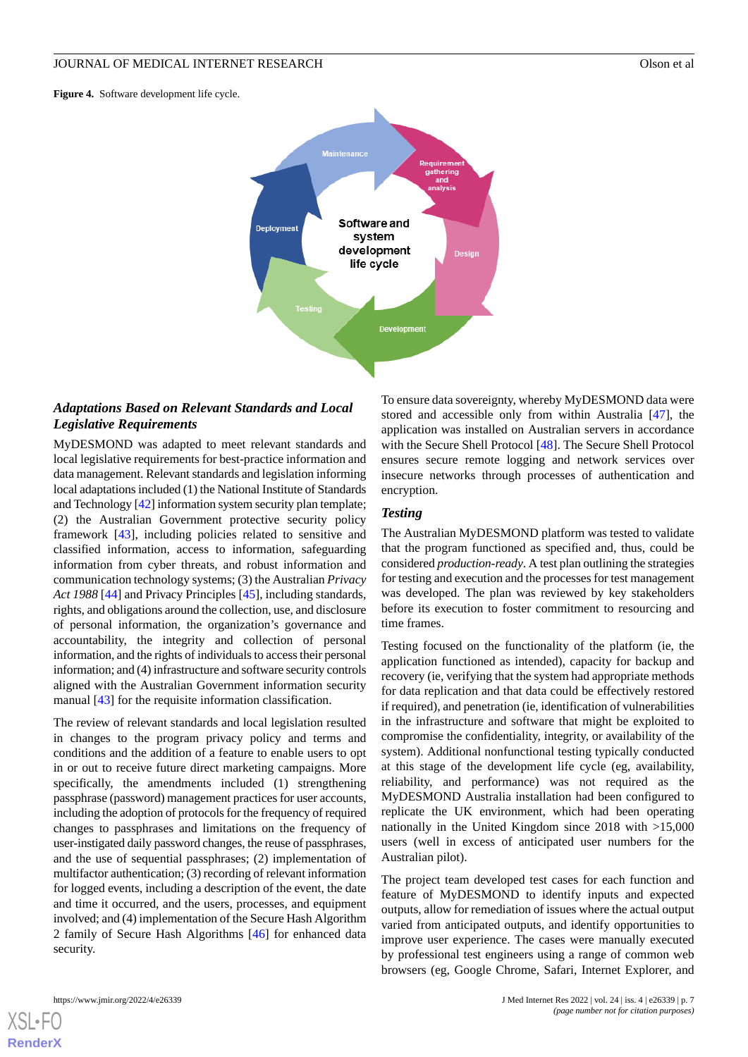**Figure 4.** Software development life cycle.

### Adaptations Based on Relevant Standards and Local Legislative Requirements

MyDESMOND was adapted to meet relevant standards and local legislative requirements for best-practice information and data management. Relevant standards and legislation informing local adaptations included (1) the National Institute of Standards and Technology [42] information system security plan template; (2) the Australian Government protective security policy framework [43], including policies related to sensitive and classified information, access to information, safeguarding information from cyber threats, and robust information and communication technology systems; (3) the Australian *Privacy Act 1988* [44] and Privacy Principles [45], including standards, rights, and obligations around the collection, use, and disclosure of personal information, the organization's governance and accountability, the integrity and collection of personal information, and the rights of individuals to access their personal information; and (4) infrastructure and software security controls aligned with the Australian Government information security manual [43] for the requisite information classification.

The review of relevant standards and local legislation resulted in changes to the program privacy policy and terms and conditions and the addition of a feature to enable users to opt in or out to receive future direct marketing campaigns. More specifically, the amendments included (1) strengthening passphrase (password) management practices for user accounts, including the adoption of protocols for the frequency of required changes to passphrases and limitations on the frequency of user-instigated daily password changes, the reuse of passphrases, and the use of sequential passphrases; (2) implementation of multifactor authentication; (3) recording of relevant information for logged events, including a description of the event, the date and time it occurred, and the users, processes, and equipment involved; and (4) implementation of the Secure Hash Algorithm 2 family of Secure Hash Algorithms [46] for enhanced data security.

To ensure data sovereignty, whereby MyDESMOND data were stored and accessible only from within Australia [47], the application was installed on Australian servers in accordance with the Secure Shell Protocol [48]. The Secure Shell Protocol ensures secure remote logging and network services over insecure networks through processes of authentication and encryption.

### Testing

The Australian MyDESMOND platform was tested to validate that the program functioned as specified and, thus, could be considered *production-ready*. A test plan outlining the strategies for testing and execution and the processes for test management was developed. The plan was reviewed by key stakeholders before its execution to foster commitment to resourcing and time frames.

Testing focused on the functionality of the platform (ie, the application functioned as intended), capacity for backup and recovery (ie, verifying that the system had appropriate methods for data replication and that data could be effectively restored if required), and penetration (ie, identification of vulnerabilities in the infrastructure and software that might be exploited to compromise the confidentiality, integrity, or availability of the system). Additional nonfunctional testing typically conducted at this stage of the development life cycle (eg, availability, reliability, and performance) was not required as the MyDESMOND Australia installation had been configured to replicate the UK environment, which had been operating nationally in the United Kingdom since 2018 with >15,000 users (well in excess of anticipated user numbers for the Australian pilot).

The project team developed test cases for each function and feature of MyDESMOND to identify inputs and expected outputs, allow for remediation of issues where the actual output varied from anticipated outputs, and identify opportunities to improve user experience. The cases were manually executed by professional test engineers using a range of common web browsers (eg, Google Chrome, Safari, Internet Explorer, and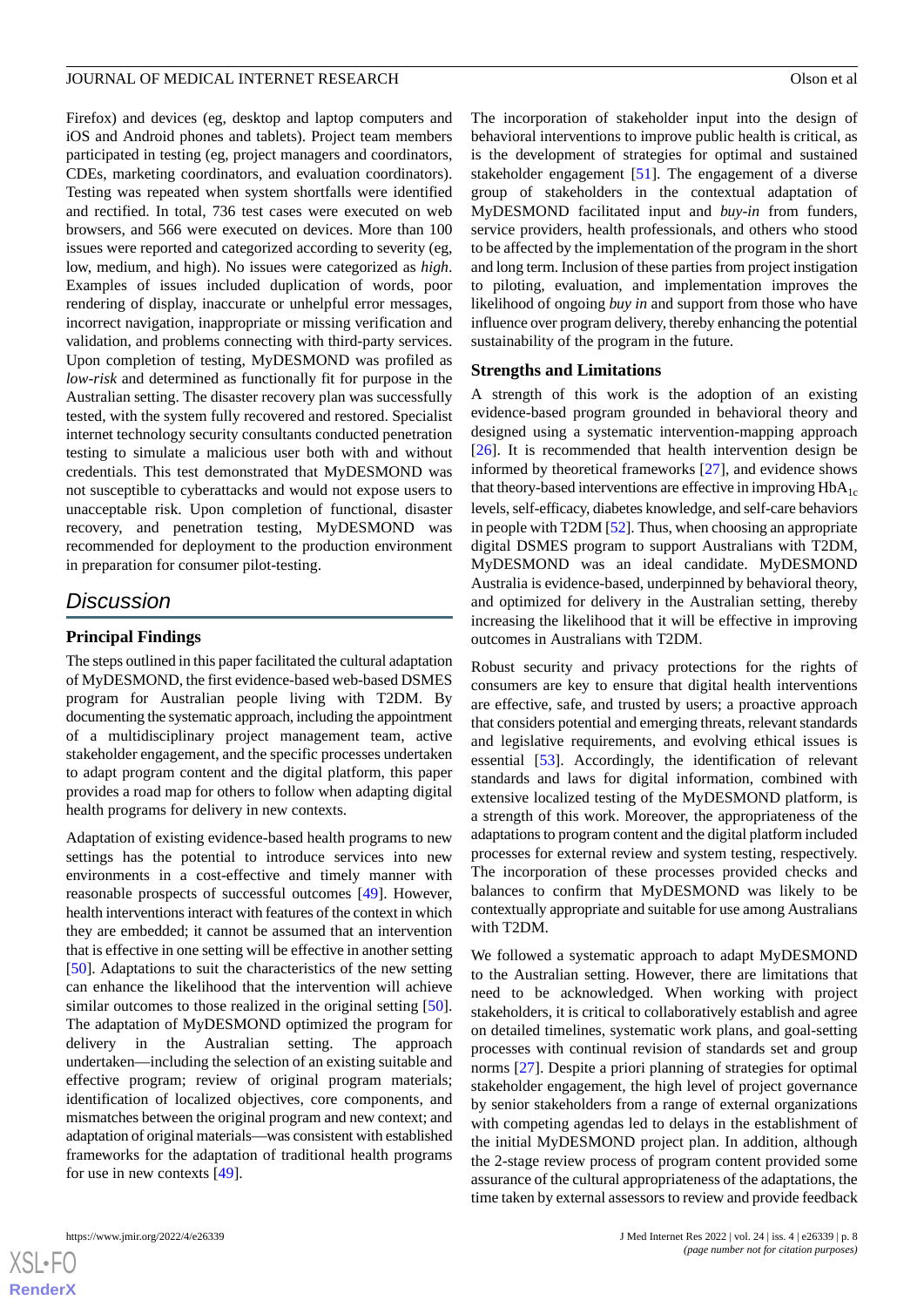Firefox) and devices (eg, desktop and laptop computers and iOS and Android phones and tablets). Project team members participated in testing (eg, project managers and coordinators, CDEs, marketing coordinators, and evaluation coordinators). Testing was repeated when system shortfalls were identified and rectified. In total, 736 test cases were executed on web browsers, and 566 were executed on devices. More than 100 issues were reported and categorized according to severity (eg, low, medium, and high). No issues were categorized as *high*. Examples of issues included duplication of words, poor rendering of display, inaccurate or unhelpful error messages, incorrect navigation, inappropriate or missing verification and validation, and problems connecting with third-party services. Upon completion of testing, MyDESMOND was profiled as *low-risk* and determined as functionally fit for purpose in the Australian setting. The disaster recovery plan was successfully tested, with the system fully recovered and restored. Specialist internet technology security consultants conducted penetration testing to simulate a malicious user both with and without credentials. This test demonstrated that MyDESMOND was not susceptible to cyberattacks and would not expose users to unacceptable risk. Upon completion of functional, disaster recovery, and penetration testing, MyDESMOND was recommended for deployment to the production environment in preparation for consumer pilot-testing.

## Discussion

### Principal Findings

The steps outlined in this paper facilitated the cultural adaptation of MyDESMOND, the first evidence-based web-based DSMES program for Australian people living with T2DM. By documenting the systematic approach, including the appointment of a multidisciplinary project management team, active stakeholder engagement, and the specific processes undertaken to adapt program content and the digital platform, this paper provides a road map for others to follow when adapting digital health programs for delivery in new contexts.

Adaptation of existing evidence-based health programs to new settings has the potential to introduce services into new environments in a cost-effective and timely manner with reasonable prospects of successful outcomes [49]. However, health interventions interact with features of the context in which they are embedded; it cannot be assumed that an intervention that is effective in one setting will be effective in another setting [50]. Adaptations to suit the characteristics of the new setting can enhance the likelihood that the intervention will achieve similar outcomes to those realized in the original setting [50]. The adaptation of MyDESMOND optimized the program for delivery in the Australian setting. The approach undertaken—including the selection of an existing suitable and effective program; review of original program materials; identification of localized objectives, core components, and mismatches between the original program and new context; and adaptation of original materials—was consistent with established frameworks for the adaptation of traditional health programs for use in new contexts [49].

The incorporation of stakeholder input into the design of behavioral interventions to improve public health is critical, as is the development of strategies for optimal and sustained stakeholder engagement [51]. The engagement of a diverse group of stakeholders in the contextual adaptation of MyDESMOND facilitated input and *buy-in* from funders, service providers, health professionals, and others who stood to be affected by the implementation of the program in the short and long term. Inclusion of these parties from project instigation to piloting, evaluation, and implementation improves the likelihood of ongoing *buy in* and support from those who have influence over program delivery, thereby enhancing the potential sustainability of the program in the future.

### Strengths and Limitations

A strength of this work is the adoption of an existing evidence-based program grounded in behavioral theory and designed using a systematic intervention-mapping approach [26]. It is recommended that health intervention design be informed by theoretical frameworks [27], and evidence shows that theory-based interventions are effective in improving $HbA_{1c}$ levels, self-efficacy, diabetes knowledge, and self-care behaviors in people with T2DM [52]. Thus, when choosing an appropriate digital DSMES program to support Australians with T2DM, MyDESMOND was an ideal candidate. MyDESMOND Australia is evidence-based, underpinned by behavioral theory, and optimized for delivery in the Australian setting, thereby increasing the likelihood that it will be effective in improving outcomes in Australians with T2DM.

Robust security and privacy protections for the rights of consumers are key to ensure that digital health interventions are effective, safe, and trusted by users; a proactive approach that considers potential and emerging threats, relevant standards and legislative requirements, and evolving ethical issues is essential [53]. Accordingly, the identification of relevant standards and laws for digital information, combined with extensive localized testing of the MyDESMOND platform, is a strength of this work. Moreover, the appropriateness of the adaptations to program content and the digital platform included processes for external review and system testing, respectively. The incorporation of these processes provided checks and balances to confirm that MyDESMOND was likely to be contextually appropriate and suitable for use among Australians with T2DM.

We followed a systematic approach to adapt MyDESMOND to the Australian setting. However, there are limitations that need to be acknowledged. When working with project stakeholders, it is critical to collaboratively establish and agree on detailed timelines, systematic work plans, and goal-setting processes with continual revision of standards set and group norms [27]. Despite a priori planning of strategies for optimal stakeholder engagement, the high level of project governance by senior stakeholders from a range of external organizations with competing agendas led to delays in the establishment of the initial MyDESMOND project plan. In addition, although the 2-stage review process of program content provided some assurance of the cultural appropriateness of the adaptations, the time taken by external assessors to review and provide feedback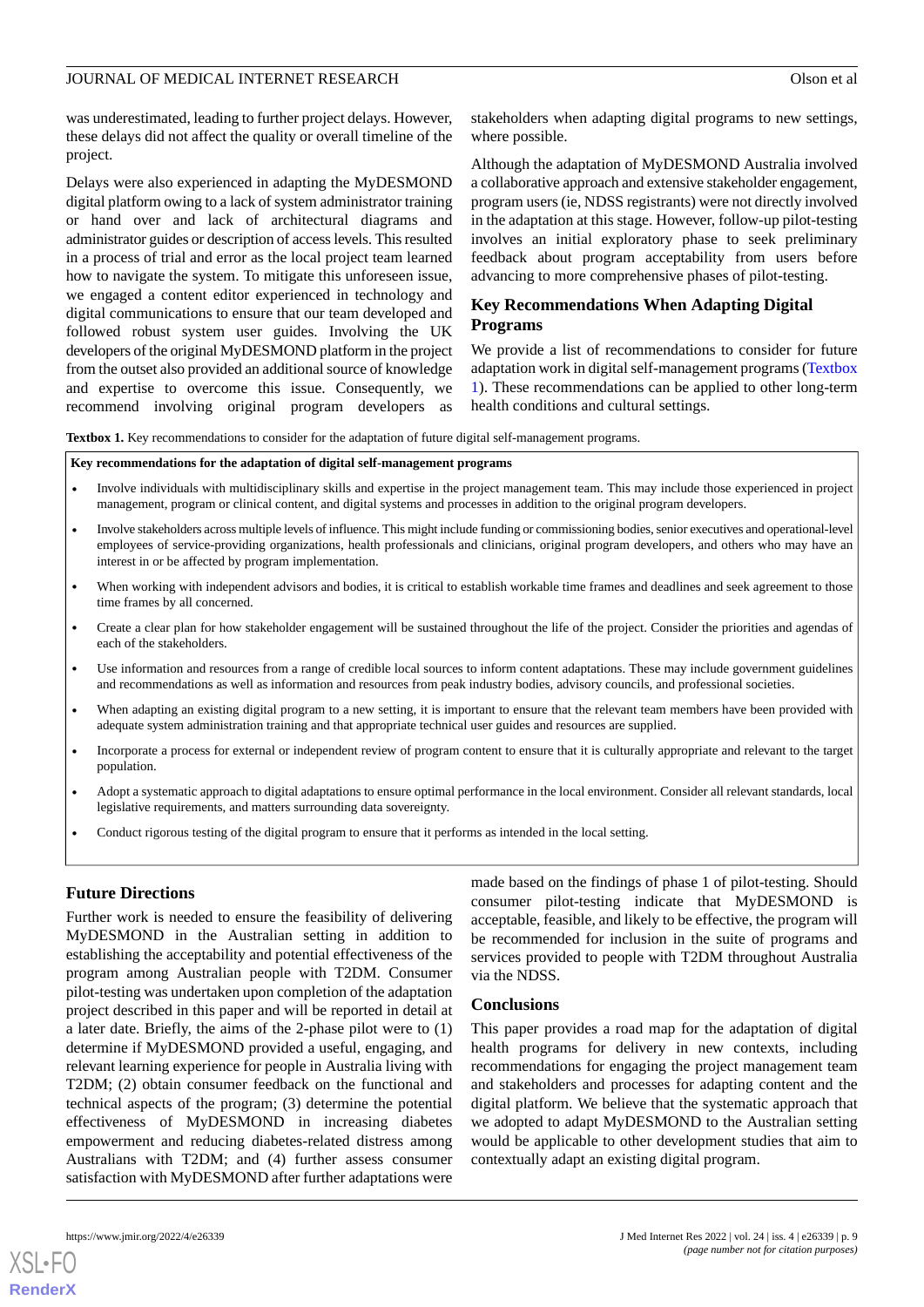was underestimated, leading to further project delays. However, these delays did not affect the quality or overall timeline of the project.

Delays were also experienced in adapting the MyDESMOND digital platform owing to a lack of system administrator training or hand over and lack of architectural diagrams and administrator guides or description of access levels. This resulted in a process of trial and error as the local project team learned how to navigate the system. To mitigate this unforeseen issue, we engaged a content editor experienced in technology and digital communications to ensure that our team developed and followed robust system user guides. Involving the UK developers of the original MyDESMOND platform in the project from the outset also provided an additional source of knowledge and expertise to overcome this issue. Consequently, we recommend involving original program developers as stakeholders when adapting digital programs to new settings, where possible.

Although the adaptation of MyDESMOND Australia involved a collaborative approach and extensive stakeholder engagement, program users (ie, NDSS registrants) were not directly involved in the adaptation at this stage. However, follow-up pilot-testing involves an initial exploratory phase to seek preliminary feedback about program acceptability from users before advancing to more comprehensive phases of pilot-testing.

## Key Recommendations When Adapting Digital Programs

We provide a list of recommendations to consider for future adaptation work in digital self-management programs (Textbox 1). These recommendations can be applied to other long-term health conditions and cultural settings.

**Textbox 1.** Key recommendations to consider for the adaptation of future digital self-management programs.

**Key recommendations for the adaptation of digital self-management programs**

- Involve individuals with multidisciplinary skills and expertise in the project management team. This may include those experienced in project management, program or clinical content, and digital systems and processes in addition to the original program developers.
- Involve stakeholders across multiple levels of influence. This might include funding or commissioning bodies, senior executives and operational-level employees of service-providing organizations, health professionals and clinicians, original program developers, and others who may have an interest in or be affected by program implementation.
- When working with independent advisors and bodies, it is critical to establish workable time frames and deadlines and seek agreement to those time frames by all concerned.
- Create a clear plan for how stakeholder engagement will be sustained throughout the life of the project. Consider the priorities and agendas of each of the stakeholders.
- Use information and resources from a range of credible local sources to inform content adaptations. These may include government guidelines and recommendations as well as information and resources from peak industry bodies, advisory councils, and professional societies.
- When adapting an existing digital program to a new setting, it is important to ensure that the relevant team members have been provided with adequate system administration training and that appropriate technical user guides and resources are supplied.
- Incorporate a process for external or independent review of program content to ensure that it is culturally appropriate and relevant to the target population.
- Adopt a systematic approach to digital adaptations to ensure optimal performance in the local environment. Consider all relevant standards, local legislative requirements, and matters surrounding data sovereignty.
- Conduct rigorous testing of the digital program to ensure that it performs as intended in the local setting.

## Future Directions

Further work is needed to ensure the feasibility of delivering MyDESMOND in the Australian setting in addition to establishing the acceptability and potential effectiveness of the program among Australian people with T2DM. Consumer pilot-testing was undertaken upon completion of the adaptation project described in this paper and will be reported in detail at a later date. Briefly, the aims of the 2-phase pilot were to (1) determine if MyDESMOND provided a useful, engaging, and relevant learning experience for people in Australia living with T2DM; (2) obtain consumer feedback on the functional and technical aspects of the program; (3) determine the potential effectiveness of MyDESMOND in increasing diabetes empowerment and reducing diabetes-related distress among Australians with T2DM; and (4) further assess consumer satisfaction with MyDESMOND after further adaptations were made based on the findings of phase 1 of pilot-testing. Should consumer pilot-testing indicate that MyDESMOND is acceptable, feasible, and likely to be effective, the program will be recommended for inclusion in the suite of programs and services provided to people with T2DM throughout Australia via the NDSS.

## Conclusions

This paper provides a road map for the adaptation of digital health programs for delivery in new contexts, including recommendations for engaging the project management team and stakeholders and processes for adapting content and the digital platform. We believe that the systematic approach that we adopted to adapt MyDESMOND to the Australian setting would be applicable to other development studies that aim to contextually adapt an existing digital program.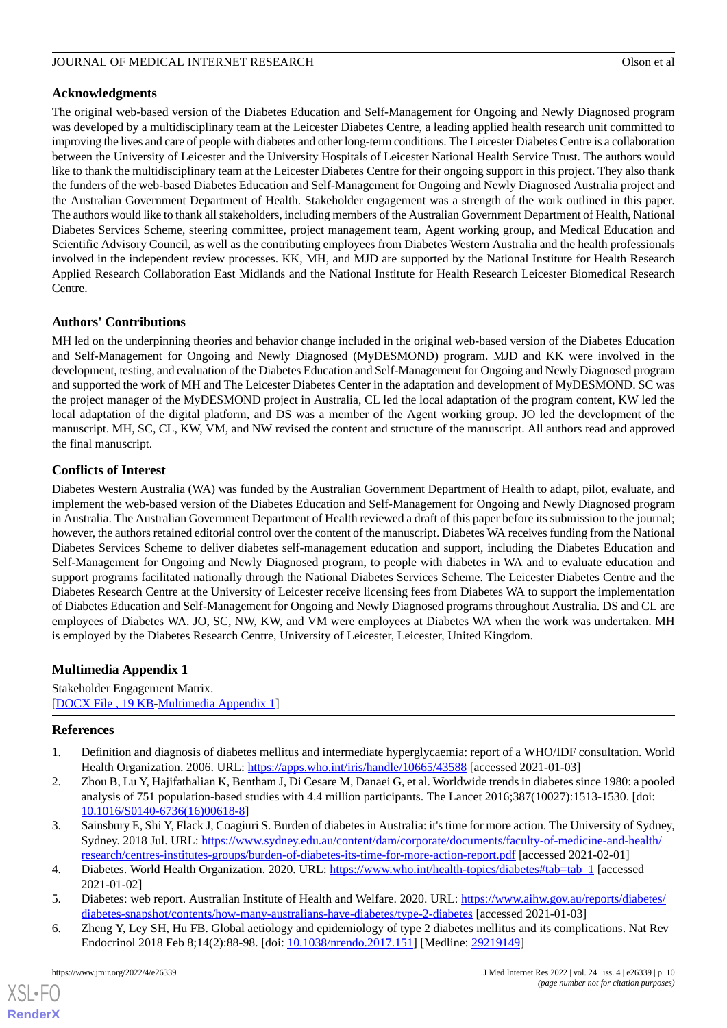## Acknowledgments

The original web-based version of the Diabetes Education and Self-Management for Ongoing and Newly Diagnosed program was developed by a multidisciplinary team at the Leicester Diabetes Centre, a leading applied health research unit committed to improving the lives and care of people with diabetes and other long-term conditions. The Leicester Diabetes Centre is a collaboration between the University of Leicester and the University Hospitals of Leicester National Health Service Trust. The authors would like to thank the multidisciplinary team at the Leicester Diabetes Centre for their ongoing support in this project. They also thank the funders of the web-based Diabetes Education and Self-Management for Ongoing and Newly Diagnosed Australia project and the Australian Government Department of Health. Stakeholder engagement was a strength of the work outlined in this paper. The authors would like to thank all stakeholders, including members of the Australian Government Department of Health, National Diabetes Services Scheme, steering committee, project management team, Agent working group, and Medical Education and Scientific Advisory Council, as well as the contributing employees from Diabetes Western Australia and the health professionals involved in the independent review processes. KK, MH, and MJD are supported by the National Institute for Health Research Applied Research Collaboration East Midlands and the National Institute for Health Research Leicester Biomedical Research Centre.

## Authors' Contributions

MH led on the underpinning theories and behavior change included in the original web-based version of the Diabetes Education and Self-Management for Ongoing and Newly Diagnosed (MyDESMOND) program. MJD and KK were involved in the development, testing, and evaluation of the Diabetes Education and Self-Management for Ongoing and Newly Diagnosed program and supported the work of MH and The Leicester Diabetes Center in the adaptation and development of MyDESMOND. SC was the project manager of the MyDESMOND project in Australia, CL led the local adaptation of the program content, KW led the local adaptation of the digital platform, and DS was a member of the Agent working group. JO led the development of the manuscript. MH, SC, CL, KW, VM, and NW revised the content and structure of the manuscript. All authors read and approved the final manuscript.

## Conflicts of Interest

Diabetes Western Australia (WA) was funded by the Australian Government Department of Health to adapt, pilot, evaluate, and implement the web-based version of the Diabetes Education and Self-Management for Ongoing and Newly Diagnosed program in Australia. The Australian Government Department of Health reviewed a draft of this paper before its submission to the journal; however, the authors retained editorial control over the content of the manuscript. Diabetes WA receives funding from the National Diabetes Services Scheme to deliver diabetes self-management education and support, including the Diabetes Education and Self-Management for Ongoing and Newly Diagnosed program, to people with diabetes in WA and to evaluate education and support programs facilitated nationally through the National Diabetes Services Scheme. The Leicester Diabetes Centre and the Diabetes Research Centre at the University of Leicester receive licensing fees from Diabetes WA to support the implementation of Diabetes Education and Self-Management for Ongoing and Newly Diagnosed programs throughout Australia. DS and CL are employees of Diabetes WA. JO, SC, NW, KW, and VM were employees at Diabetes WA when the work was undertaken. MH is employed by the Diabetes Research Centre, University of Leicester, Leicester, United Kingdom.

## Multimedia Appendix 1

Stakeholder Engagement Matrix.
[DOCX File , 19 KB-Multimedia Appendix 1]

## References

1. Definition and diagnosis of diabetes mellitus and intermediate hyperglycaemia: report of a WHO/IDF consultation. World Health Organization. 2006. URL: https://apps.who.int/iris/handle/10665/43588 [accessed 2021-01-03]
2. Zhou B, Lu Y, Hajifathalian K, Bentham J, Di Cesare M, Danaei G, et al. Worldwide trends in diabetes since 1980: a pooled analysis of 751 population-based studies with 4.4 million participants. The Lancet 2016;387(10027):1513-1530. [doi: 10.1016/S0140-6736(16)00618-8]
3. Sainsbury E, Shi Y, Flack J, Coagiuri S. Burden of diabetes in Australia: it's time for more action. The University of Sydney, Sydney. 2018 Jul. URL: https://www.sydney.edu.au/content/dam/corporate/documents/faculty-of-medicine-and-health/research/centres-institutes-groups/burden-of-diabetes-its-time-for-more-action-report.pdf [accessed 2021-02-01]
4. Diabetes. World Health Organization. 2020. URL: https://www.who.int/health-topics/diabetes#tab=tab_1 [accessed 2021-01-02]
5. Diabetes: web report. Australian Institute of Health and Welfare. 2020. URL: https://www.aihw.gov.au/reports/diabetes/diabetes-snapshot/contents/how-many-australians-have-diabetes/type-2-diabetes [accessed 2021-01-03]
6. Zheng Y, Ley SH, Hu FB. Global aetiology and epidemiology of type 2 diabetes mellitus and its complications. Nat Rev Endocrinol 2018 Feb 8;14(2):88-98. [doi: 10.1038/nrendo.2017.151] [Medline: 29219149]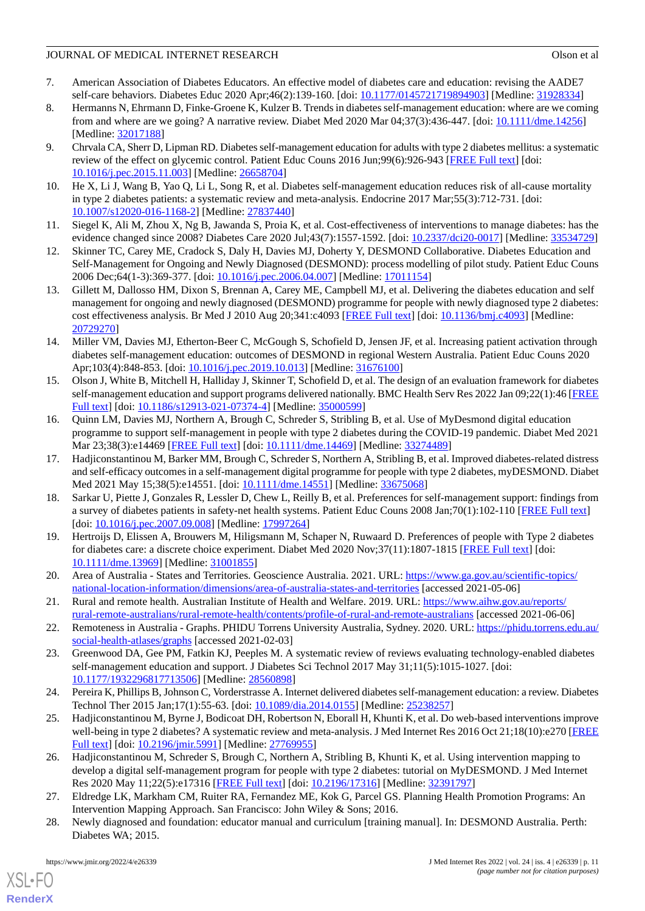7. American Association of Diabetes Educators. An effective model of diabetes care and education: revising the AADE7 self-care behaviors. Diabetes Educ 2020 Apr;46(2):139-160. [doi: 10.1177/0145721719894903] [Medline: 31928334]
8. Hermanns N, Ehrmann D, Finke-Groene K, Kulzer B. Trends in diabetes self-management education: where are we coming from and where are we going? A narrative review. Diabet Med 2020 Mar 04;37(3):436-447. [doi: 10.1111/dme.14256] [Medline: 32017188]
9. Chrvala CA, Sherr D, Lipman RD. Diabetes self-management education for adults with type 2 diabetes mellitus: a systematic review of the effect on glycemic control. Patient Educ Couns 2016 Jun;99(6):926-943 [FREE Full text] [doi: 10.1016/j.pec.2015.11.003] [Medline: 26658704]
10. He X, Li J, Wang B, Yao Q, Li L, Song R, et al. Diabetes self-management education reduces risk of all-cause mortality in type 2 diabetes patients: a systematic review and meta-analysis. Endocrine 2017 Mar;55(3):712-731. [doi: 10.1007/s12020-016-1168-2] [Medline: 27837440]
11. Siegel K, Ali M, Zhou X, Ng B, Jawanda S, Proia K, et al. Cost-effectiveness of interventions to manage diabetes: has the evidence changed since 2008? Diabetes Care 2020 Jul;43(7):1557-1592. [doi: 10.2337/dci20-0017] [Medline: 33534729]
12. Skinner TC, Carey ME, Cradock S, Daly H, Davies MJ, Doherty Y, DESMOND Collaborative. Diabetes Education and Self-Management for Ongoing and Newly Diagnosed (DESMOND): process modelling of pilot study. Patient Educ Couns 2006 Dec;64(1-3):369-377. [doi: 10.1016/j.pec.2006.04.007] [Medline: 17011154]
13. Gillett M, Dallosso HM, Dixon S, Brennan A, Carey ME, Campbell MJ, et al. Delivering the diabetes education and self management for ongoing and newly diagnosed (DESMOND) programme for people with newly diagnosed type 2 diabetes: cost effectiveness analysis. Br Med J 2010 Aug 20;341:c4093 [FREE Full text] [doi: 10.1136/bmj.c4093] [Medline: 20729270]
14. Miller VM, Davies MJ, Etherton-Beer C, McGough S, Schofield D, Jensen JF, et al. Increasing patient activation through diabetes self-management education: outcomes of DESMOND in regional Western Australia. Patient Educ Couns 2020 Apr;103(4):848-853. [doi: 10.1016/j.pec.2019.10.013] [Medline: 31676100]
15. Olson J, White B, Mitchell H, Halliday J, Skinner T, Schofield D, et al. The design of an evaluation framework for diabetes self-management education and support programs delivered nationally. BMC Health Serv Res 2022 Jan 09;22(1):46 [FREE Full text] [doi: 10.1186/s12913-021-07374-4] [Medline: 35000599]
16. Quinn LM, Davies MJ, Northern A, Brough C, Schreder S, Stribling B, et al. Use of MyDesmond digital education programme to support self-management in people with type 2 diabetes during the COVID-19 pandemic. Diabet Med 2021 Mar 23;38(3):e14469 [FREE Full text] [doi: 10.1111/dme.14469] [Medline: 33274489]
17. Hadjiconstantinou M, Barker MM, Brough C, Schreder S, Northern A, Stribling B, et al. Improved diabetes-related distress and self-efficacy outcomes in a self-management digital programme for people with type 2 diabetes, myDESMOND. Diabet Med 2021 May 15;38(5):e14551. [doi: 10.1111/dme.14551] [Medline: 33675068]
18. Sarkar U, Piette J, Gonzales R, Lessler D, Chew L, Reilly B, et al. Preferences for self-management support: findings from a survey of diabetes patients in safety-net health systems. Patient Educ Couns 2008 Jan;70(1):102-110 [FREE Full text] [doi: 10.1016/j.pec.2007.09.008] [Medline: 17997264]
19. Hertroijs D, Elissen A, Brouwers M, Hiligsmann M, Schaper N, Ruwaard D. Preferences of people with Type 2 diabetes for diabetes care: a discrete choice experiment. Diabet Med 2020 Nov;37(11):1807-1815 [FREE Full text] [doi: 10.1111/dme.13969] [Medline: 31001855]
20. Area of Australia - States and Territories. Geoscience Australia. 2021. URL: https://www.ga.gov.au/scientific-topics/national-location-information/dimensions/area-of-australia-states-and-territories [accessed 2021-05-06]
21. Rural and remote health. Australian Institute of Health and Welfare. 2019. URL: https://www.aihw.gov.au/reports/rural-remote-australians/rural-remote-health/contents/profile-of-rural-and-remote-australians [accessed 2021-06-06]
22. Remoteness in Australia - Graphs. PHIDU Torrens University Australia, Sydney. 2020. URL: https://phidu.torrens.edu.au/social-health-atlases/graphs [accessed 2021-02-03]
23. Greenwood DA, Gee PM, Fatkin KJ, Peeples M. A systematic review of reviews evaluating technology-enabled diabetes self-management education and support. J Diabetes Sci Technol 2017 May 31;11(5):1015-1027. [doi: 10.1177/1932296817713506] [Medline: 28560898]
24. Pereira K, Phillips B, Johnson C, Vorderstrasse A. Internet delivered diabetes self-management education: a review. Diabetes Technol Ther 2015 Jan;17(1):55-63. [doi: 10.1089/dia.2014.0155] [Medline: 25238257]
25. Hadjiconstantinou M, Byrne J, Bodicoat DH, Robertson N, Eborall H, Khunti K, et al. Do web-based interventions improve well-being in type 2 diabetes? A systematic review and meta-analysis. J Med Internet Res 2016 Oct 21;18(10):e270 [FREE Full text] [doi: 10.2196/jmir.5991] [Medline: 27769955]
26. Hadjiconstantinou M, Schreder S, Brough C, Northern A, Stribling B, Khunti K, et al. Using intervention mapping to develop a digital self-management program for people with type 2 diabetes: tutorial on MyDESMOND. J Med Internet Res 2020 May 11;22(5):e17316 [FREE Full text] [doi: 10.2196/17316] [Medline: 32391797]
27. Eldredge LK, Markham CM, Ruiter RA, Fernandez ME, Kok G, Parcel GS. Planning Health Promotion Programs: An Intervention Mapping Approach. San Francisco: John Wiley & Sons; 2016.
28. Newly diagnosed and foundation: educator manual and curriculum [training manual]. In: DESMOND Australia. Perth: Diabetes WA; 2015.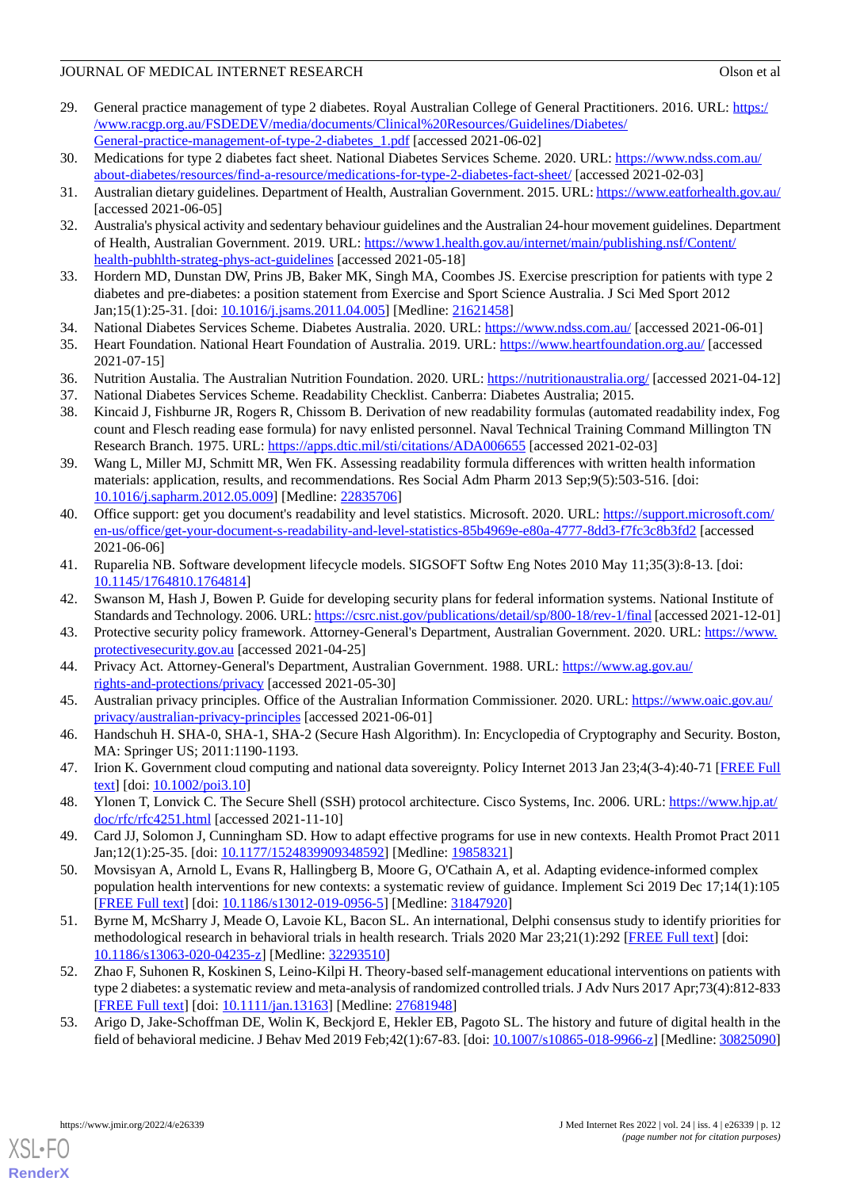29. General practice management of type 2 diabetes. Royal Australian College of General Practitioners. 2016. URL: https://www.racgp.org.au/FSDEDEV/media/documents/Clinical%20Resources/Guidelines/Diabetes/General-practice-management-of-type-2-diabetes_1.pdf [accessed 2021-06-02]
30. Medications for type 2 diabetes fact sheet. National Diabetes Services Scheme. 2020. URL: https://www.ndss.com.au/about-diabetes/resources/find-a-resource/medications-for-type-2-diabetes-fact-sheet/ [accessed 2021-02-03]
31. Australian dietary guidelines. Department of Health, Australian Government. 2015. URL: https://www.eatforhealth.gov.au/ [accessed 2021-06-05]
32. Australia's physical activity and sedentary behaviour guidelines and the Australian 24-hour movement guidelines. Department of Health, Australian Government. 2019. URL: https://www1.health.gov.au/internet/main/publishing.nsf/Content/health-pubhlth-strateg-phys-act-guidelines [accessed 2021-05-18]
33. Hordern MD, Dunstan DW, Prins JB, Baker MK, Singh MA, Coombes JS. Exercise prescription for patients with type 2 diabetes and pre-diabetes: a position statement from Exercise and Sport Science Australia. J Sci Med Sport 2012 Jan;15(1):25-31. [doi: 10.1016/j.jsams.2011.04.005] [Medline: 21621458]
34. National Diabetes Services Scheme. Diabetes Australia. 2020. URL: https://www.ndss.com.au/ [accessed 2021-06-01]
35. Heart Foundation. National Heart Foundation of Australia. 2019. URL: https://www.heartfoundation.org.au/ [accessed 2021-07-15]
36. Nutrition Austalia. The Australian Nutrition Foundation. 2020. URL: https://nutritionaustralia.org/ [accessed 2021-04-12]
37. National Diabetes Services Scheme. Readability Checklist. Canberra: Diabetes Australia; 2015.
38. Kincaid J, Fishburne JR, Rogers R, Chissom B. Derivation of new readability formulas (automated readability index, Fog count and Flesch reading ease formula) for navy enlisted personnel. Naval Technical Training Command Millington TN Research Branch. 1975. URL: https://apps.dtic.mil/sti/citations/ADA006655 [accessed 2021-02-03]
39. Wang L, Miller MJ, Schmitt MR, Wen FK. Assessing readability formula differences with written health information materials: application, results, and recommendations. Res Social Adm Pharm 2013 Sep;9(5):503-516. [doi: 10.1016/j.sapharm.2012.05.009] [Medline: 22835706]
40. Office support: get you document's readability and level statistics. Microsoft. 2020. URL: https://support.microsoft.com/en-us/office/get-your-document-s-readability-and-level-statistics-85b4969e-e80a-4777-8dd3-f7fc3c8b3fd2 [accessed 2021-06-06]
41. Ruparelia NB. Software development lifecycle models. SIGSOFT Softw Eng Notes 2010 May 11;35(3):8-13. [doi: 10.1145/1764810.1764814]
42. Swanson M, Hash J, Bowen P. Guide for developing security plans for federal information systems. National Institute of Standards and Technology. 2006. URL: https://csrc.nist.gov/publications/detail/sp/800-18/rev-1/final [accessed 2021-12-01]
43. Protective security policy framework. Attorney-General's Department, Australian Government. 2020. URL: https://www.protectivesecurity.gov.au [accessed 2021-04-25]
44. Privacy Act. Attorney-General's Department, Australian Government. 1988. URL: https://www.ag.gov.au/rights-and-protections/privacy [accessed 2021-05-30]
45. Australian privacy principles. Office of the Australian Information Commissioner. 2020. URL: https://www.oaic.gov.au/privacy/australian-privacy-principles [accessed 2021-06-01]
46. Handschuh H. SHA-0, SHA-1, SHA-2 (Secure Hash Algorithm). In: Encyclopedia of Cryptography and Security. Boston, MA: Springer US; 2011:1190-1193.
47. Irion K. Government cloud computing and national data sovereignty. Policy Internet 2013 Jan 23;4(3-4):40-71 [FREE Full text] [doi: 10.1002/poi3.10]
48. Ylonen T, Lonvick C. The Secure Shell (SSH) protocol architecture. Cisco Systems, Inc. 2006. URL: https://www.hjp.at/doc/rfc/rfc4251.html [accessed 2021-11-10]
49. Card JJ, Solomon J, Cunningham SD. How to adapt effective programs for use in new contexts. Health Promot Pract 2011 Jan;12(1):25-35. [doi: 10.1177/1524839909348592] [Medline: 19858321]
50. Movsisyan A, Arnold L, Evans R, Hallingberg B, Moore G, O'Cathain A, et al. Adapting evidence-informed complex population health interventions for new contexts: a systematic review of guidance. Implement Sci 2019 Dec 17;14(1):105 [FREE Full text] [doi: 10.1186/s13012-019-0956-5] [Medline: 31847920]
51. Byrne M, McSharry J, Meade O, Lavoie KL, Bacon SL. An international, Delphi consensus study to identify priorities for methodological research in behavioral trials in health research. Trials 2020 Mar 23;21(1):292 [FREE Full text] [doi: 10.1186/s13063-020-04235-z] [Medline: 32293510]
52. Zhao F, Suhonen R, Koskinen S, Leino-Kilpi H. Theory-based self-management educational interventions on patients with type 2 diabetes: a systematic review and meta-analysis of randomized controlled trials. J Adv Nurs 2017 Apr;73(4):812-833 [FREE Full text] [doi: 10.1111/jan.13163] [Medline: 27681948]
53. Arigo D, Jake-Schoffman DE, Wolin K, Beckjord E, Hekler EB, Pagoto SL. The history and future of digital health in the field of behavioral medicine. J Behav Med 2019 Feb;42(1):67-83. [doi: 10.1007/s10865-018-9966-z] [Medline: 30825090]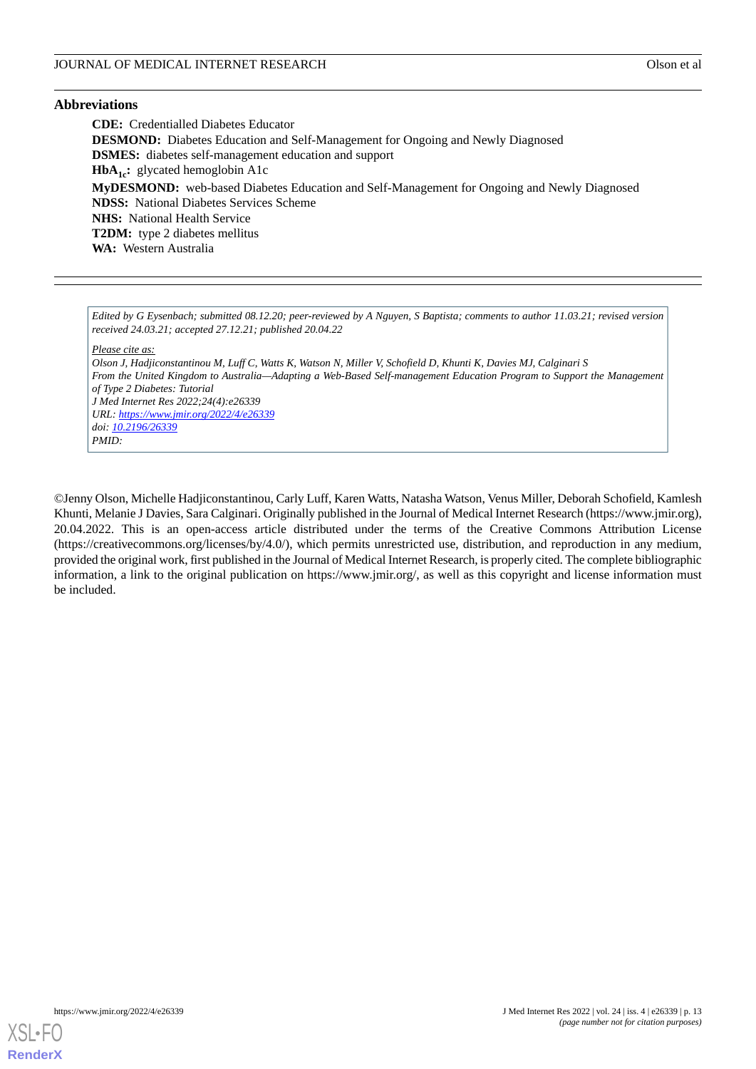## Abbreviations

**CDE:** Credentialled Diabetes Educator
**DESMOND:** Diabetes Education and Self-Management for Ongoing and Newly Diagnosed
**DSMES:** diabetes self-management education and support
**$HbA_{1c}$:** glycated hemoglobin A1c
**MyDESMOND:** web-based Diabetes Education and Self-Management for Ongoing and Newly Diagnosed
**NDSS:** National Diabetes Services Scheme
**NHS:** National Health Service
**T2DM:** type 2 diabetes mellitus
**WA:** Western Australia

*Edited by G Eysenbach; submitted 08.12.20; peer-reviewed by A Nguyen, S Baptista; comments to author 11.03.21; revised version received 24.03.21; accepted 27.12.21; published 20.04.22*

*Please cite as:*
*Olson J, Hadjiconstantinou M, Luff C, Watts K, Watson N, Miller V, Schofield D, Khunti K, Davies MJ, Calginari S*
*From the United Kingdom to Australia—Adapting a Web-Based Self-management Education Program to Support the Management of Type 2 Diabetes: Tutorial*
*J Med Internet Res 2022;24(4):e26339*
*URL: https://www.jmir.org/2022/4/e26339*
*doi: 10.2196/26339*
*PMID:*

©Jenny Olson, Michelle Hadjiconstantinou, Carly Luff, Karen Watts, Natasha Watson, Venus Miller, Deborah Schofield, Kamlesh Khunti, Melanie J Davies, Sara Calginari. Originally published in the Journal of Medical Internet Research (https://www.jmir.org), 20.04.2022. This is an open-access article distributed under the terms of the Creative Commons Attribution License (https://creativecommons.org/licenses/by/4.0/), which permits unrestricted use, distribution, and reproduction in any medium, provided the original work, first published in the Journal of Medical Internet Research, is properly cited. The complete bibliographic information, a link to the original publication on https://www.jmir.org/, as well as this copyright and license information must be included.